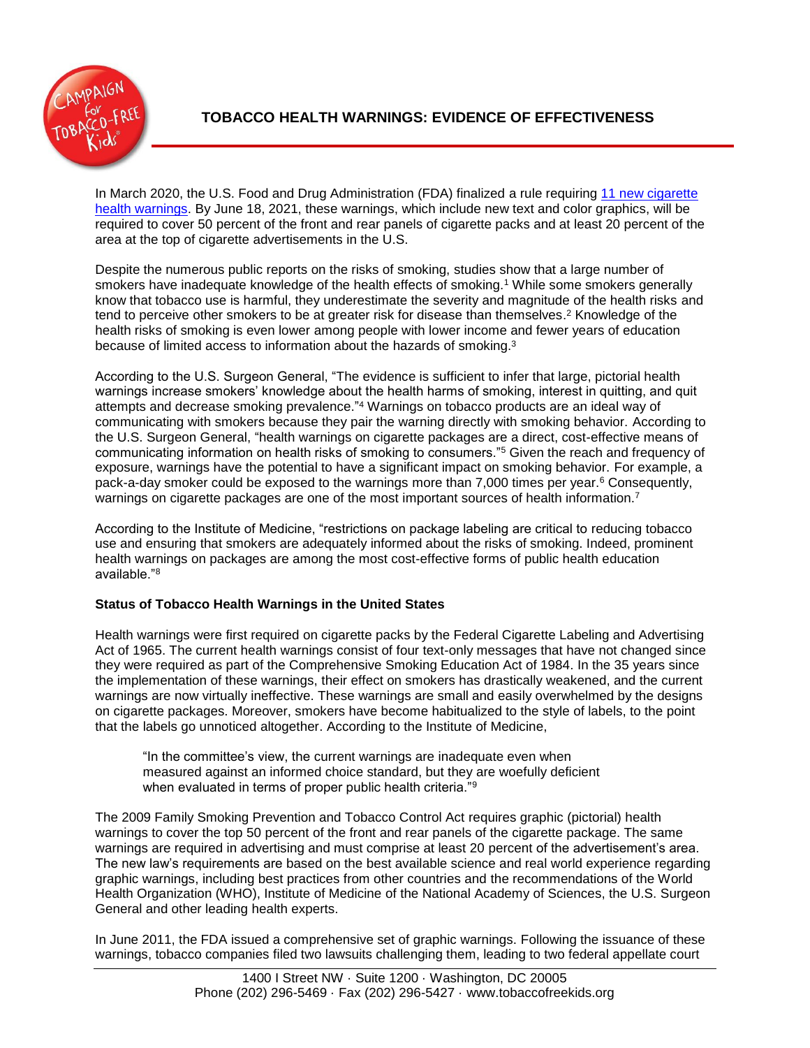# TOBACCO HEALTH WARNINGS: EVIDENCE OF EFFECTIVENESS

In March 2020, the U.S. Food and Drug Administration (FDA) finalized a rule requiring 11 new cigarette health warnings. By June 18, 2021, these warnings, which include new text and color graphics, will be required to cover 50 percent of the front and rear panels of cigarette packs and at least 20 percent of the area at the top of cigarette advertisements in the U.S.

Despite the numerous public reports on the risks of smoking, studies show that a large number of smokers have inadequate knowledge of the health effects of smoking.[1] While some smokers generally know that tobacco use is harmful, they underestimate the severity and magnitude of the health risks and tend to perceive other smokers to be at greater risk for disease than themselves.[2] Knowledge of the health risks of smoking is even lower among people with lower income and fewer years of education because of limited access to information about the hazards of smoking.[3]

According to the U.S. Surgeon General, "The evidence is sufficient to infer that large, pictorial health warnings increase smokers' knowledge about the health harms of smoking, interest in quitting, and quit attempts and decrease smoking prevalence."[4] Warnings on tobacco products are an ideal way of communicating with smokers because they pair the warning directly with smoking behavior. According to the U.S. Surgeon General, "health warnings on cigarette packages are a direct, cost-effective means of communicating information on health risks of smoking to consumers."[5] Given the reach and frequency of exposure, warnings have the potential to have a significant impact on smoking behavior. For example, a pack-a-day smoker could be exposed to the warnings more than 7,000 times per year.[6] Consequently, warnings on cigarette packages are one of the most important sources of health information.[7]

According to the Institute of Medicine, "restrictions on package labeling are critical to reducing tobacco use and ensuring that smokers are adequately informed about the risks of smoking. Indeed, prominent health warnings on packages are among the most cost-effective forms of public health education available."[8]

**Status of Tobacco Health Warnings in the United States**

Health warnings were first required on cigarette packs by the Federal Cigarette Labeling and Advertising Act of 1965. The current health warnings consist of four text-only messages that have not changed since they were required as part of the Comprehensive Smoking Education Act of 1984. In the 35 years since the implementation of these warnings, their effect on smokers has drastically weakened, and the current warnings are now virtually ineffective. These warnings are small and easily overwhelmed by the designs on cigarette packages. Moreover, smokers have become habitualized to the style of labels, to the point that the labels go unnoticed altogether. According to the Institute of Medicine,

> "In the committee's view, the current warnings are inadequate even when measured against an informed choice standard, but they are woefully deficient when evaluated in terms of proper public health criteria."[9]

The 2009 Family Smoking Prevention and Tobacco Control Act requires graphic (pictorial) health warnings to cover the top 50 percent of the front and rear panels of the cigarette package. The same warnings are required in advertising and must comprise at least 20 percent of the advertisement's area. The new law's requirements are based on the best available science and real world experience regarding graphic warnings, including best practices from other countries and the recommendations of the World Health Organization (WHO), Institute of Medicine of the National Academy of Sciences, the U.S. Surgeon General and other leading health experts.

In June 2011, the FDA issued a comprehensive set of graphic warnings. Following the issuance of these warnings, tobacco companies filed two lawsuits challenging them, leading to two federal appellate court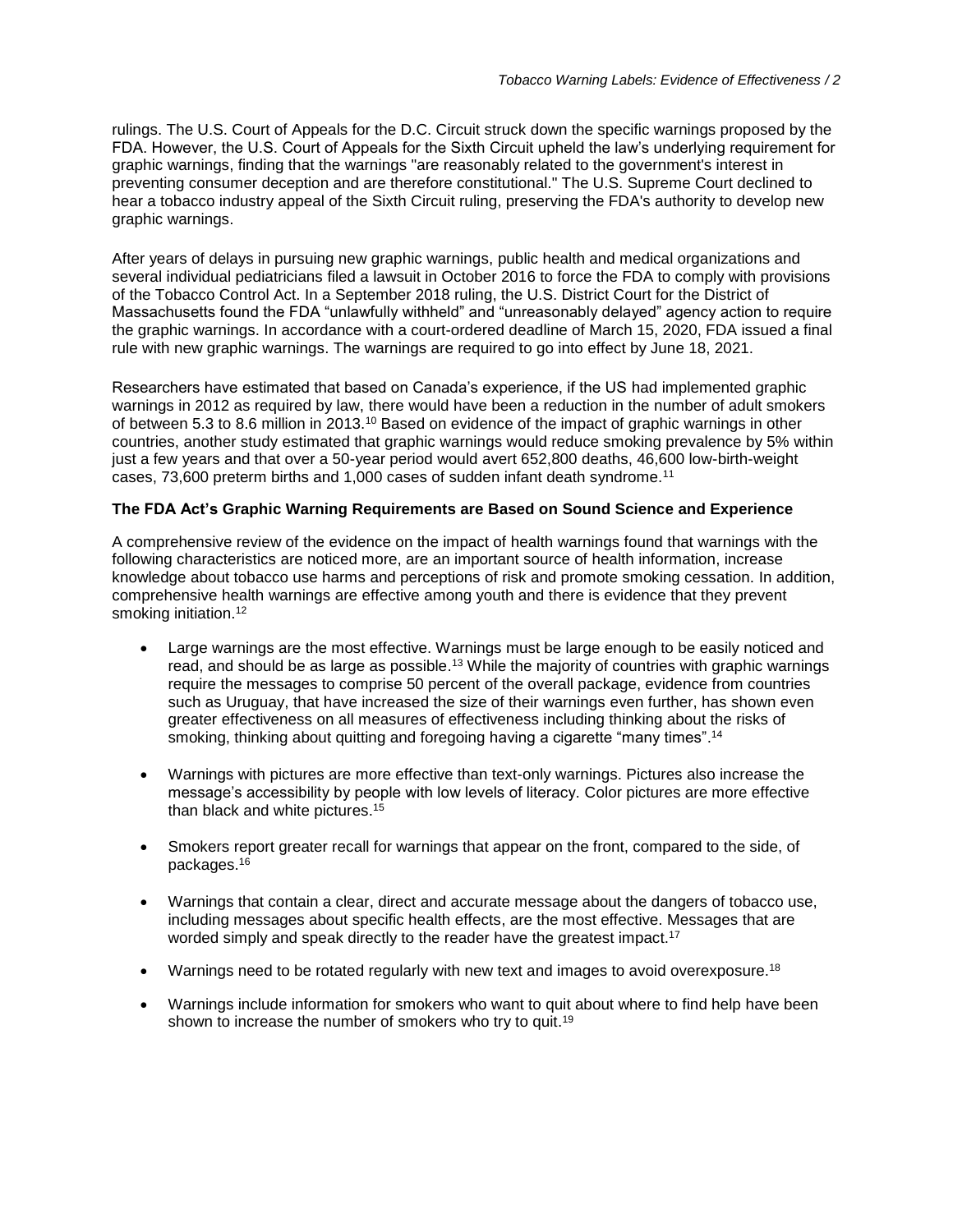rulings. The U.S. Court of Appeals for the D.C. Circuit struck down the specific warnings proposed by the FDA. However, the U.S. Court of Appeals for the Sixth Circuit upheld the law's underlying requirement for graphic warnings, finding that the warnings "are reasonably related to the government's interest in preventing consumer deception and are therefore constitutional." The U.S. Supreme Court declined to hear a tobacco industry appeal of the Sixth Circuit ruling, preserving the FDA's authority to develop new graphic warnings.

After years of delays in pursuing new graphic warnings, public health and medical organizations and several individual pediatricians filed a lawsuit in October 2016 to force the FDA to comply with provisions of the Tobacco Control Act. In a September 2018 ruling, the U.S. District Court for the District of Massachusetts found the FDA "unlawfully withheld" and "unreasonably delayed" agency action to require the graphic warnings. In accordance with a court-ordered deadline of March 15, 2020, FDA issued a final rule with new graphic warnings. The warnings are required to go into effect by June 18, 2021.

Researchers have estimated that based on Canada's experience, if the US had implemented graphic warnings in 2012 as required by law, there would have been a reduction in the number of adult smokers of between 5.3 to 8.6 million in 2013.[10] Based on evidence of the impact of graphic warnings in other countries, another study estimated that graphic warnings would reduce smoking prevalence by 5% within just a few years and that over a 50-year period would avert 652,800 deaths, 46,600 low-birth-weight cases, 73,600 preterm births and 1,000 cases of sudden infant death syndrome.[11]

**The FDA Act's Graphic Warning Requirements are Based on Sound Science and Experience**

A comprehensive review of the evidence on the impact of health warnings found that warnings with the following characteristics are noticed more, are an important source of health information, increase knowledge about tobacco use harms and perceptions of risk and promote smoking cessation. In addition, comprehensive health warnings are effective among youth and there is evidence that they prevent smoking initiation.[12]

- Large warnings are the most effective. Warnings must be large enough to be easily noticed and read, and should be as large as possible.[13] While the majority of countries with graphic warnings require the messages to comprise 50 percent of the overall package, evidence from countries such as Uruguay, that have increased the size of their warnings even further, has shown even greater effectiveness on all measures of effectiveness including thinking about the risks of smoking, thinking about quitting and foregoing having a cigarette "many times".[14]

- Warnings with pictures are more effective than text-only warnings. Pictures also increase the message's accessibility by people with low levels of literacy. Color pictures are more effective than black and white pictures.[15]

- Smokers report greater recall for warnings that appear on the front, compared to the side, of packages.[16]

- Warnings that contain a clear, direct and accurate message about the dangers of tobacco use, including messages about specific health effects, are the most effective. Messages that are worded simply and speak directly to the reader have the greatest impact.[17]

- Warnings need to be rotated regularly with new text and images to avoid overexposure.[18]

- Warnings include information for smokers who want to quit about where to find help have been shown to increase the number of smokers who try to quit.[19]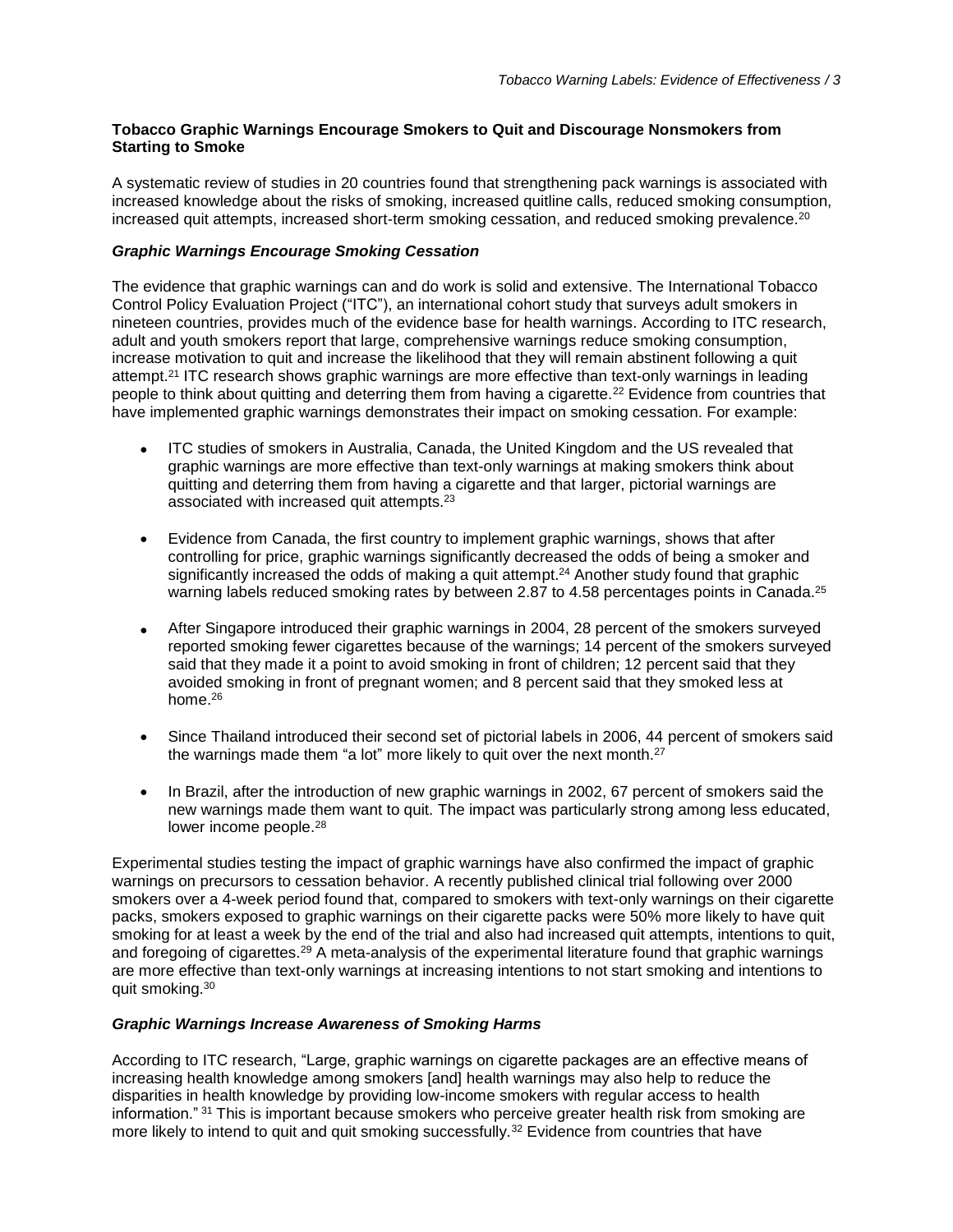**Tobacco Graphic Warnings Encourage Smokers to Quit and Discourage Nonsmokers from Starting to Smoke**

A systematic review of studies in 20 countries found that strengthening pack warnings is associated with increased knowledge about the risks of smoking, increased quitline calls, reduced smoking consumption, increased quit attempts, increased short-term smoking cessation, and reduced smoking prevalence.[20]

***Graphic Warnings Encourage Smoking Cessation***

The evidence that graphic warnings can and do work is solid and extensive. The International Tobacco Control Policy Evaluation Project ("ITC"), an international cohort study that surveys adult smokers in nineteen countries, provides much of the evidence base for health warnings. According to ITC research, adult and youth smokers report that large, comprehensive warnings reduce smoking consumption, increase motivation to quit and increase the likelihood that they will remain abstinent following a quit attempt.[21] ITC research shows graphic warnings are more effective than text-only warnings in leading people to think about quitting and deterring them from having a cigarette.[22] Evidence from countries that have implemented graphic warnings demonstrates their impact on smoking cessation. For example:

- ITC studies of smokers in Australia, Canada, the United Kingdom and the US revealed that graphic warnings are more effective than text-only warnings at making smokers think about quitting and deterring them from having a cigarette and that larger, pictorial warnings are associated with increased quit attempts.[23]

- Evidence from Canada, the first country to implement graphic warnings, shows that after controlling for price, graphic warnings significantly decreased the odds of being a smoker and significantly increased the odds of making a quit attempt.[24] Another study found that graphic warning labels reduced smoking rates by between 2.87 to 4.58 percentages points in Canada.[25]

- After Singapore introduced their graphic warnings in 2004, 28 percent of the smokers surveyed reported smoking fewer cigarettes because of the warnings; 14 percent of the smokers surveyed said that they made it a point to avoid smoking in front of children; 12 percent said that they avoided smoking in front of pregnant women; and 8 percent said that they smoked less at home.[26]

- Since Thailand introduced their second set of pictorial labels in 2006, 44 percent of smokers said the warnings made them "a lot" more likely to quit over the next month.[27]

- In Brazil, after the introduction of new graphic warnings in 2002, 67 percent of smokers said the new warnings made them want to quit. The impact was particularly strong among less educated, lower income people.[28]

Experimental studies testing the impact of graphic warnings have also confirmed the impact of graphic warnings on precursors to cessation behavior. A recently published clinical trial following over 2000 smokers over a 4-week period found that, compared to smokers with text-only warnings on their cigarette packs, smokers exposed to graphic warnings on their cigarette packs were 50% more likely to have quit smoking for at least a week by the end of the trial and also had increased quit attempts, intentions to quit, and foregoing of cigarettes.[29] A meta-analysis of the experimental literature found that graphic warnings are more effective than text-only warnings at increasing intentions to not start smoking and intentions to quit smoking.[30]

***Graphic Warnings Increase Awareness of Smoking Harms***

According to ITC research, "Large, graphic warnings on cigarette packages are an effective means of increasing health knowledge among smokers [and] health warnings may also help to reduce the disparities in health knowledge by providing low-income smokers with regular access to health information." [31] This is important because smokers who perceive greater health risk from smoking are more likely to intend to quit and quit smoking successfully.[32] Evidence from countries that have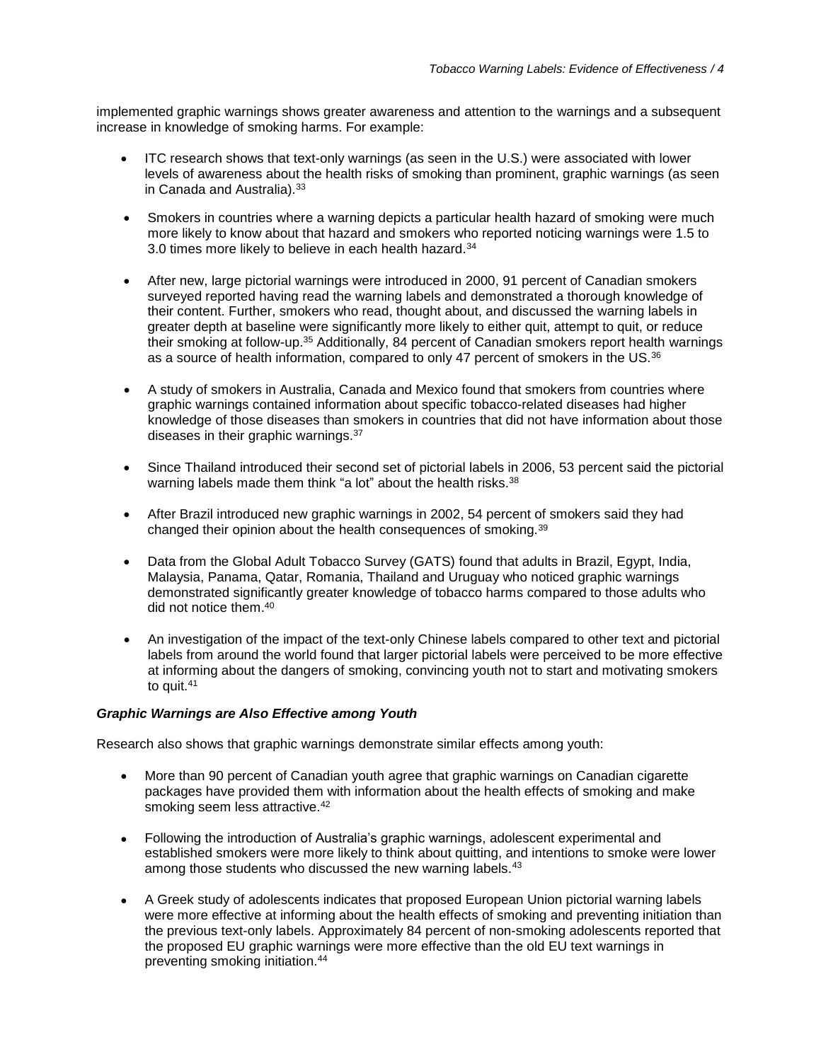implemented graphic warnings shows greater awareness and attention to the warnings and a subsequent increase in knowledge of smoking harms. For example:

- ITC research shows that text-only warnings (as seen in the U.S.) were associated with lower levels of awareness about the health risks of smoking than prominent, graphic warnings (as seen in Canada and Australia).[33]
- Smokers in countries where a warning depicts a particular health hazard of smoking were much more likely to know about that hazard and smokers who reported noticing warnings were 1.5 to 3.0 times more likely to believe in each health hazard.[34]
- After new, large pictorial warnings were introduced in 2000, 91 percent of Canadian smokers surveyed reported having read the warning labels and demonstrated a thorough knowledge of their content. Further, smokers who read, thought about, and discussed the warning labels in greater depth at baseline were significantly more likely to either quit, attempt to quit, or reduce their smoking at follow-up.[35] Additionally, 84 percent of Canadian smokers report health warnings as a source of health information, compared to only 47 percent of smokers in the US.[36]
- A study of smokers in Australia, Canada and Mexico found that smokers from countries where graphic warnings contained information about specific tobacco-related diseases had higher knowledge of those diseases than smokers in countries that did not have information about those diseases in their graphic warnings.[37]
- Since Thailand introduced their second set of pictorial labels in 2006, 53 percent said the pictorial warning labels made them think "a lot" about the health risks.[38]
- After Brazil introduced new graphic warnings in 2002, 54 percent of smokers said they had changed their opinion about the health consequences of smoking.[39]
- Data from the Global Adult Tobacco Survey (GATS) found that adults in Brazil, Egypt, India, Malaysia, Panama, Qatar, Romania, Thailand and Uruguay who noticed graphic warnings demonstrated significantly greater knowledge of tobacco harms compared to those adults who did not notice them.[40]
- An investigation of the impact of the text-only Chinese labels compared to other text and pictorial labels from around the world found that larger pictorial labels were perceived to be more effective at informing about the dangers of smoking, convincing youth not to start and motivating smokers to quit.[41]

### *Graphic Warnings are Also Effective among Youth*

Research also shows that graphic warnings demonstrate similar effects among youth:

- More than 90 percent of Canadian youth agree that graphic warnings on Canadian cigarette packages have provided them with information about the health effects of smoking and make smoking seem less attractive.[42]
- Following the introduction of Australia's graphic warnings, adolescent experimental and established smokers were more likely to think about quitting, and intentions to smoke were lower among those students who discussed the new warning labels.[43]
- A Greek study of adolescents indicates that proposed European Union pictorial warning labels were more effective at informing about the health effects of smoking and preventing initiation than the previous text-only labels. Approximately 84 percent of non-smoking adolescents reported that the proposed EU graphic warnings were more effective than the old EU text warnings in preventing smoking initiation.[44]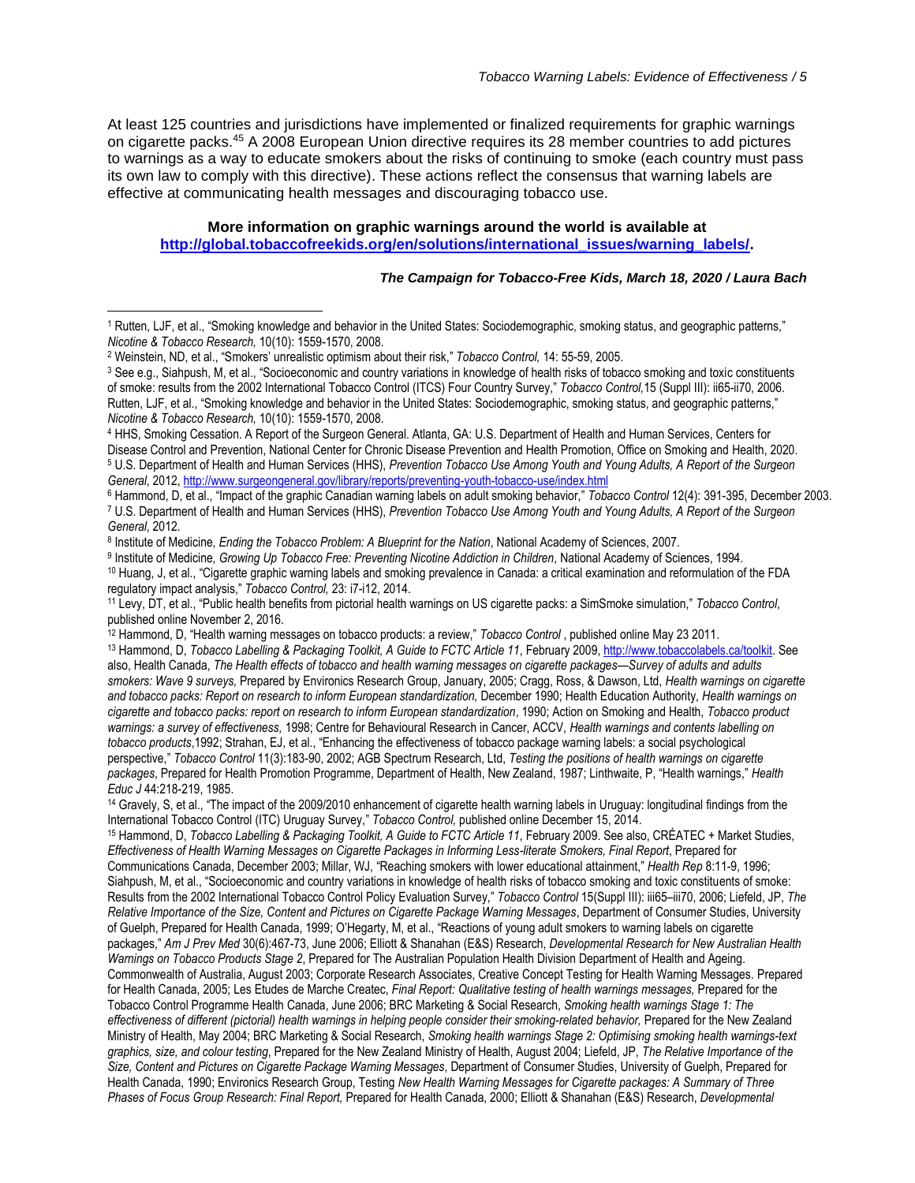At least 125 countries and jurisdictions have implemented or finalized requirements for graphic warnings on cigarette packs.[45] A 2008 European Union directive requires its 28 member countries to add pictures to warnings as a way to educate smokers about the risks of continuing to smoke (each country must pass its own law to comply with this directive). These actions reflect the consensus that warning labels are effective at communicating health messages and discouraging tobacco use.

**More information on graphic warnings around the world is available at [http://global.tobaccofreekids.org/en/solutions/international_issues/warning_labels/](http://global.tobaccofreekids.org/en/solutions/international_issues/warning_labels/).**

***The Campaign for Tobacco-Free Kids, March 18, 2020 / Laura Bach***

---

[1] Rutten, LJF, et al., "Smoking knowledge and behavior in the United States: Sociodemographic, smoking status, and geographic patterns," *Nicotine & Tobacco Research,* 10(10): 1559-1570, 2008.

[2] Weinstein, ND, et al., "Smokers' unrealistic optimism about their risk," *Tobacco Control,* 14: 55-59, 2005.

[3] See e.g., Siahpush, M, et al., "Socioeconomic and country variations in knowledge of health risks of tobacco smoking and toxic constituents of smoke: results from the 2002 International Tobacco Control (ITCS) Four Country Survey," *Tobacco Control,*15 (Suppl III): ii65-ii70, 2006. Rutten, LJF, et al., "Smoking knowledge and behavior in the United States: Sociodemographic, smoking status, and geographic patterns," *Nicotine & Tobacco Research,* 10(10): 1559-1570, 2008.

[4] HHS, Smoking Cessation. A Report of the Surgeon General. Atlanta, GA: U.S. Department of Health and Human Services, Centers for Disease Control and Prevention, National Center for Chronic Disease Prevention and Health Promotion, Office on Smoking and Health, 2020.

[5] U.S. Department of Health and Human Services (HHS), *Prevention Tobacco Use Among Youth and Young Adults, A Report of the Surgeon General*, 2012, [http://www.surgeongeneral.gov/library/reports/preventing-youth-tobacco-use/index.html](http://www.surgeongeneral.gov/library/reports/preventing-youth-tobacco-use/index.html)

[6] Hammond, D, et al., "Impact of the graphic Canadian warning labels on adult smoking behavior," *Tobacco Control* 12(4): 391-395, December 2003.

[7] U.S. Department of Health and Human Services (HHS), *Prevention Tobacco Use Among Youth and Young Adults, A Report of the Surgeon General*, 2012.

[8] Institute of Medicine, *Ending the Tobacco Problem: A Blueprint for the Nation*, National Academy of Sciences, 2007.

[9] Institute of Medicine, *Growing Up Tobacco Free: Preventing Nicotine Addiction in Children*, National Academy of Sciences, 1994.

[10] Huang, J, et al., "Cigarette graphic warning labels and smoking prevalence in Canada: a critical examination and reformulation of the FDA regulatory impact analysis," *Tobacco Control,* 23: i7-i12, 2014.

[11] Levy, DT, et al., "Public health benefits from pictorial health warnings on US cigarette packs: a SimSmoke simulation," *Tobacco Control*, published online November 2, 2016.

[12] Hammond, D, "Health warning messages on tobacco products: a review," *Tobacco Control* , published online May 23 2011.

[13] Hammond, D, *Tobacco Labelling & Packaging Toolkit, A Guide to FCTC Article 11*, February 2009, [http://www.tobaccolabels.ca/toolkit](http://www.tobaccolabels.ca/toolkit). See also, Health Canada, *The Health effects of tobacco and health warning messages on cigarette packages—Survey of adults and adults smokers: Wave 9 surveys,* Prepared by Environics Research Group, January, 2005; Cragg, Ross, & Dawson, Ltd, *Health warnings on cigarette and tobacco packs: Report on research to inform European standardization,* December 1990; Health Education Authority, *Health warnings on cigarette and tobacco packs: report on research to inform European standardization*, 1990; Action on Smoking and Health, *Tobacco product warnings: a survey of effectiveness,* 1998; Centre for Behavioural Research in Cancer, ACCV, *Health warnings and contents labelling on tobacco products*,1992; Strahan, EJ, et al., "Enhancing the effectiveness of tobacco package warning labels: a social psychological perspective," *Tobacco Control* 11(3):183-90, 2002; AGB Spectrum Research, Ltd, *Testing the positions of health warnings on cigarette packages*, Prepared for Health Promotion Programme, Department of Health, New Zealand, 1987; Linthwaite, P, "Health warnings," *Health Educ J* 44:218-219, 1985.

[14] Gravely, S, et al., "The impact of the 2009/2010 enhancement of cigarette health warning labels in Uruguay: longitudinal findings from the International Tobacco Control (ITC) Uruguay Survey," *Tobacco Control,* published online December 15, 2014.

[15] Hammond, D, *Tobacco Labelling & Packaging Toolkit, A Guide to FCTC Article 11*, February 2009. See also, CRÉATEC + Market Studies, *Effectiveness of Health Warning Messages on Cigarette Packages in Informing Less-literate Smokers, Final Report*, Prepared for Communications Canada, December 2003; Millar, WJ, "Reaching smokers with lower educational attainment," *Health Rep* 8:11-9, 1996; Siahpush, M, et al., "Socioeconomic and country variations in knowledge of health risks of tobacco smoking and toxic constituents of smoke: Results from the 2002 International Tobacco Control Policy Evaluation Survey," *Tobacco Control* 15(Suppl III): iii65–iii70, 2006; Liefeld, JP, *The Relative Importance of the Size, Content and Pictures on Cigarette Package Warning Messages*, Department of Consumer Studies, University of Guelph, Prepared for Health Canada, 1999; O'Hegarty, M, et al., "Reactions of young adult smokers to warning labels on cigarette packages," *Am J Prev Med* 30(6):467-73, June 2006; Elliott & Shanahan (E&S) Research, *Developmental Research for New Australian Health Warnings on Tobacco Products Stage 2*, Prepared for The Australian Population Health Division Department of Health and Ageing. Commonwealth of Australia, August 2003; Corporate Research Associates, Creative Concept Testing for Health Warning Messages. Prepared for Health Canada, 2005; Les Etudes de Marche Createc, *Final Report: Qualitative testing of health warnings messages,* Prepared for the Tobacco Control Programme Health Canada, June 2006; BRC Marketing & Social Research, *Smoking health warnings Stage 1: The effectiveness of different (pictorial) health warnings in helping people consider their smoking-related behavior,* Prepared for the New Zealand Ministry of Health, May 2004; BRC Marketing & Social Research, *Smoking health warnings Stage 2: Optimising smoking health warnings-text graphics, size, and colour testing*, Prepared for the New Zealand Ministry of Health, August 2004; Liefeld, JP, *The Relative Importance of the Size, Content and Pictures on Cigarette Package Warning Messages*, Department of Consumer Studies, University of Guelph, Prepared for Health Canada, 1990; Environics Research Group, Testing *New Health Warning Messages for Cigarette packages: A Summary of Three Phases of Focus Group Research: Final Report,* Prepared for Health Canada, 2000; Elliott & Shanahan (E&S) Research, *Developmental*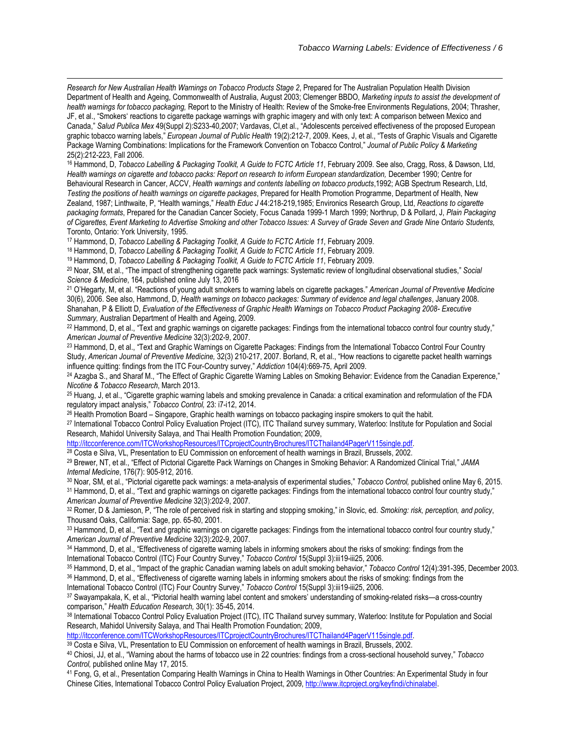*Research for New Australian Health Warnings on Tobacco Products Stage 2*, Prepared for The Australian Population Health Division Department of Health and Ageing, Commonwealth of Australia, August 2003; Clemenger BBDO, *Marketing inputs to assist the development of health warnings for tobacco packaging,* Report to the Ministry of Health: Review of the Smoke-free Environments Regulations, 2004; Thrasher, JF, et al., "Smokers' reactions to cigarette package warnings with graphic imagery and with only text: A comparison between Mexico and Canada," *Salud Publica Mex* 49(Suppl 2):S233-40,2007; Vardavas, CI,et al., "Adolescents perceived effectiveness of the proposed European graphic tobacco warning labels," *European Journal of Public Health* 19(2):212-7, 2009. Kees, J, et al., "Tests of Graphic Visuals and Cigarette Package Warning Combinations: Implications for the Framework Convention on Tobacco Control," *Journal of Public Policy & Marketing* 25(2):212-223, Fall 2006.

[16] Hammond, D, *Tobacco Labelling & Packaging Toolkit, A Guide to FCTC Article 11*, February 2009. See also, Cragg, Ross, & Dawson, Ltd, *Health warnings on cigarette and tobacco packs: Report on research to inform European standardization,* December 1990; Centre for Behavioural Research in Cancer, ACCV, *Health warnings and contents labelling on tobacco products*,1992; AGB Spectrum Research, Ltd, *Testing the positions of health warnings on cigarette packages*, Prepared for Health Promotion Programme, Department of Health, New Zealand, 1987; Linthwaite, P, "Health warnings," *Health Educ J* 44:218-219,1985; Environics Research Group, Ltd, *Reactions to cigarette packaging formats*, Prepared for the Canadian Cancer Society, Focus Canada 1999-1 March 1999; Northrup, D & Pollard, J, *Plain Packaging of Cigarettes, Event Marketing to Advertise Smoking and other Tobacco Issues: A Survey of Grade Seven and Grade Nine Ontario Students,* Toronto, Ontario: York University, 1995.

[17] Hammond, D, *Tobacco Labelling & Packaging Toolkit, A Guide to FCTC Article 11*, February 2009.

[18] Hammond, D, *Tobacco Labelling & Packaging Toolkit, A Guide to FCTC Article 11*, February 2009.

[19] Hammond, D, *Tobacco Labelling & Packaging Toolkit, A Guide to FCTC Article 11*, February 2009.

[20] Noar, SM, et al., "The impact of strengthening cigarette pack warnings: Systematic review of longitudinal observational studies," *Social Science & Medicine*, 164, published online July 13, 2016

[21] O'Hegarty, M, et al. "Reactions of young adult smokers to warning labels on cigarette packages." *American Journal of Preventive Medicine* 30(6), 2006. See also, Hammond, D, *Health warnings on tobacco packages: Summary of evidence and legal challenges*, January 2008. Shanahan, P & Elliott D, *Evaluation of the Effectiveness of Graphic Health Warnings on Tobacco Product Packaging 2008- Executive Summary,* Australian Department of Health and Ageing, 2009.

[22] Hammond, D, et al., "Text and graphic warnings on cigarette packages: Findings from the international tobacco control four country study," *American Journal of Preventive Medicine* 32(3):202-9, 2007.

[23] Hammond, D, et al., "Text and Graphic Warnings on Cigarette Packages: Findings from the International Tobacco Control Four Country Study, *American Journal of Preventive Medicine,* 32(3) 210-217, 2007. Borland, R, et al., "How reactions to cigarette packet health warnings influence quitting: findings from the ITC Four-Country survey," *Addiction* 104(4):669-75, April 2009.

[24] Azagba S., and Sharaf M., "The Effect of Graphic Cigarette Warning Lables on Smoking Behavior: Evidence from the Canadian Experence," *Nicotine & Tobacco Research*, March 2013.

[25] Huang, J, et al., "Cigarette graphic warning labels and smoking prevalence in Canada: a critical examination and reformulation of the FDA regulatory impact analysis," *Tobacco Control,* 23: i7-i12, 2014.

[26] Health Promotion Board – Singapore, Graphic health warnings on tobacco packaging inspire smokers to quit the habit.

[27] International Tobacco Control Policy Evaluation Project (ITC), ITC Thailand survey summary, Waterloo: Institute for Population and Social Research, Mahidol University Salaya, and Thai Health Promotion Foundation; 2009, http://itcconference.com/ITCWorkshopResources/ITCprojectCountryBrochures/ITCThailand4PagerV115single.pdf.

[28] Costa e Silva, VL, Presentation to EU Commission on enforcement of health warnings in Brazil, Brussels, 2002.

[29] Brewer, NT, et al., "Effect of Pictorial Cigarette Pack Warnings on Changes in Smoking Behavior: A Randomized Clinical Trial," *JAMA Internal Medicine*, 176(7): 905-912, 2016.

[30] Noar, SM, et al., "Pictorial cigarette pack warnings: a meta-analysis of experimental studies," *Tobacco Control,* published online May 6, 2015.

[31] Hammond, D, et al., "Text and graphic warnings on cigarette packages: Findings from the international tobacco control four country study," *American Journal of Preventive Medicine* 32(3):202-9, 2007.

[32] Romer, D & Jamieson, P, "The role of perceived risk in starting and stopping smoking," in Slovic, ed. *Smoking: risk, perception, and policy*, Thousand Oaks, California: Sage, pp. 65-80, 2001.

[33] Hammond, D, et al., "Text and graphic warnings on cigarette packages: Findings from the international tobacco control four country study," *American Journal of Preventive Medicine* 32(3):202-9, 2007.

[34] Hammond, D, et al., "Effectiveness of cigarette warning labels in informing smokers about the risks of smoking: findings from the International Tobacco Control (ITC) Four Country Survey," *Tobacco Control* 15(Suppl 3):iii19-iii25, 2006.

[35] Hammond, D, et al., "Impact of the graphic Canadian warning labels on adult smoking behavior," *Tobacco Control* 12(4):391-395, December 2003.

[36] Hammond, D, et al., "Effectiveness of cigarette warning labels in informing smokers about the risks of smoking: findings from the International Tobacco Control (ITC) Four Country Survey," *Tobacco Control* 15(Suppl 3):iii19-iii25, 2006.

[37] Swayampakala, K, et al., "Pictorial health warning label content and smokers' understanding of smoking-related risks—a cross-country comparison," *Health Education Research,* 30(1): 35-45, 2014.

[38] International Tobacco Control Policy Evaluation Project (ITC), ITC Thailand survey summary, Waterloo: Institute for Population and Social Research, Mahidol University Salaya, and Thai Health Promotion Foundation; 2009, http://itcconference.com/ITCWorkshopResources/ITCprojectCountryBrochures/ITCThailand4PagerV115single.pdf.

[39] Costa e Silva, VL, Presentation to EU Commission on enforcement of health warnings in Brazil, Brussels, 2002.

[40] Chiosi, JJ, et al., "Warning about the harms of tobacco use in 22 countries: findings from a cross-sectional household survey," *Tobacco Control,* published online May 17, 2015.

[41] Fong, G, et al., Presentation Comparing Health Warnings in China to Health Warnings in Other Countries: An Experimental Study in four Chinese Cities, International Tobacco Control Policy Evaluation Project, 2009, http://www.itcproject.org/keyfindi/chinalabel.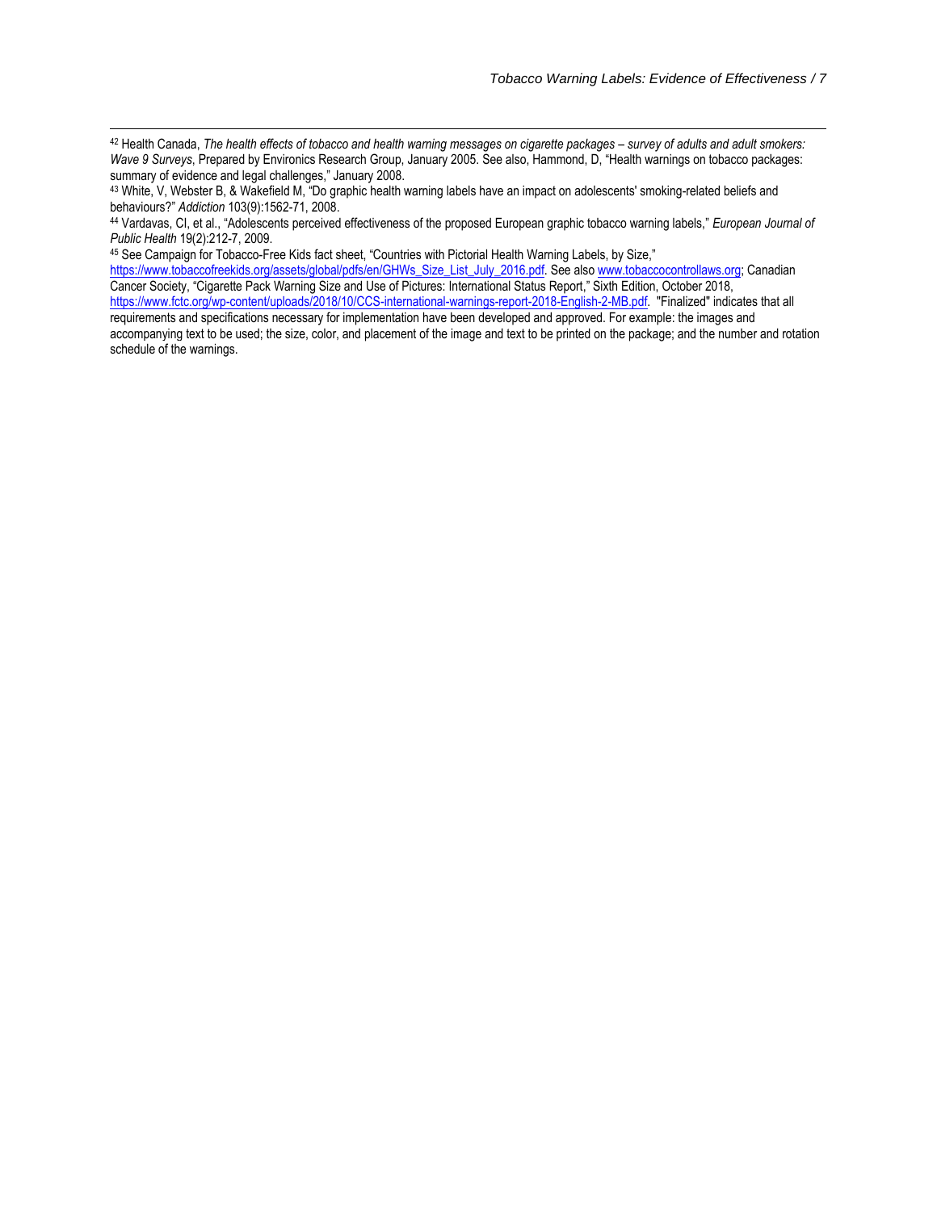[42] Health Canada, *The health effects of tobacco and health warning messages on cigarette packages – survey of adults and adult smokers: Wave 9 Surveys*, Prepared by Environics Research Group, January 2005. See also, Hammond, D, "Health warnings on tobacco packages: summary of evidence and legal challenges," January 2008.

[43] White, V, Webster B, & Wakefield M, "Do graphic health warning labels have an impact on adolescents' smoking-related beliefs and behaviours?" *Addiction* 103(9):1562-71, 2008.

[44] Vardavas, CI, et al., "Adolescents perceived effectiveness of the proposed European graphic tobacco warning labels," *European Journal of Public Health* 19(2):212-7, 2009.

[45] See Campaign for Tobacco-Free Kids fact sheet, "Countries with Pictorial Health Warning Labels, by Size," https://www.tobaccofreekids.org/assets/global/pdfs/en/GHWs_Size_List_July_2016.pdf. See also www.tobaccocontrollaws.org; Canadian Cancer Society, "Cigarette Pack Warning Size and Use of Pictures: International Status Report," Sixth Edition, October 2018, https://www.fctc.org/wp-content/uploads/2018/10/CCS-international-warnings-report-2018-English-2-MB.pdf. "Finalized" indicates that all requirements and specifications necessary for implementation have been developed and approved. For example: the images and accompanying text to be used; the size, color, and placement of the image and text to be printed on the package; and the number and rotation schedule of the warnings.